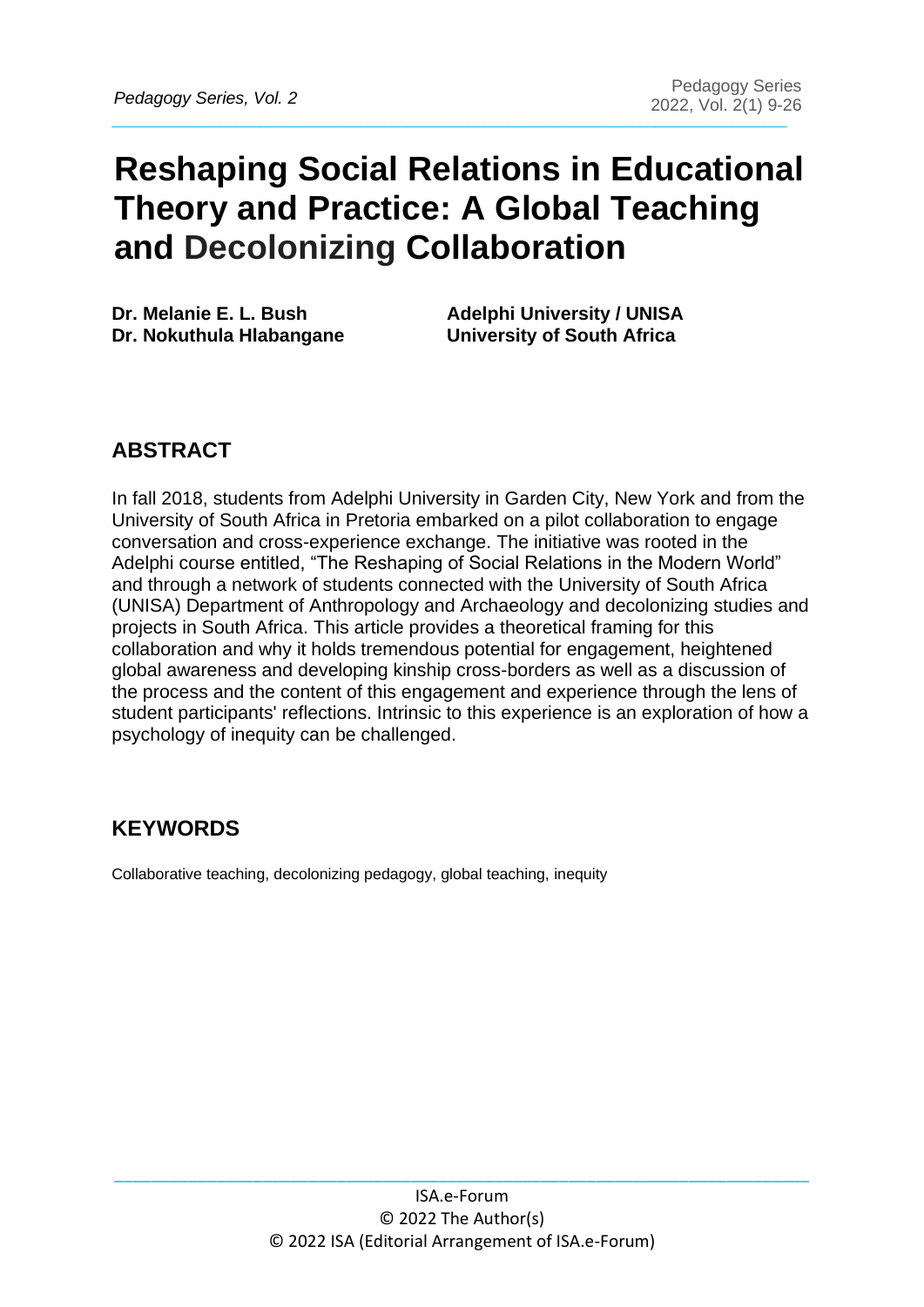# Reshaping Social Relations in Educational Theory and Practice: A Global Teaching and Decolonizing Collaboration

**Dr. Melanie E. L. Bush** — **Adelphi University / UNISA**
**Dr. Nokuthula Hlabangane** — **University of South Africa**

## ABSTRACT

In fall 2018, students from Adelphi University in Garden City, New York and from the University of South Africa in Pretoria embarked on a pilot collaboration to engage conversation and cross-experience exchange. The initiative was rooted in the Adelphi course entitled, "The Reshaping of Social Relations in the Modern World" and through a network of students connected with the University of South Africa (UNISA) Department of Anthropology and Archaeology and decolonizing studies and projects in South Africa. This article provides a theoretical framing for this collaboration and why it holds tremendous potential for engagement, heightened global awareness and developing kinship cross-borders as well as a discussion of the process and the content of this engagement and experience through the lens of student participants' reflections. Intrinsic to this experience is an exploration of how a psychology of inequity can be challenged.

## KEYWORDS

Collaborative teaching, decolonizing pedagogy, global teaching, inequity

ISA.e-Forum
© 2022 The Author(s)
© 2022 ISA (Editorial Arrangement of ISA.e-Forum)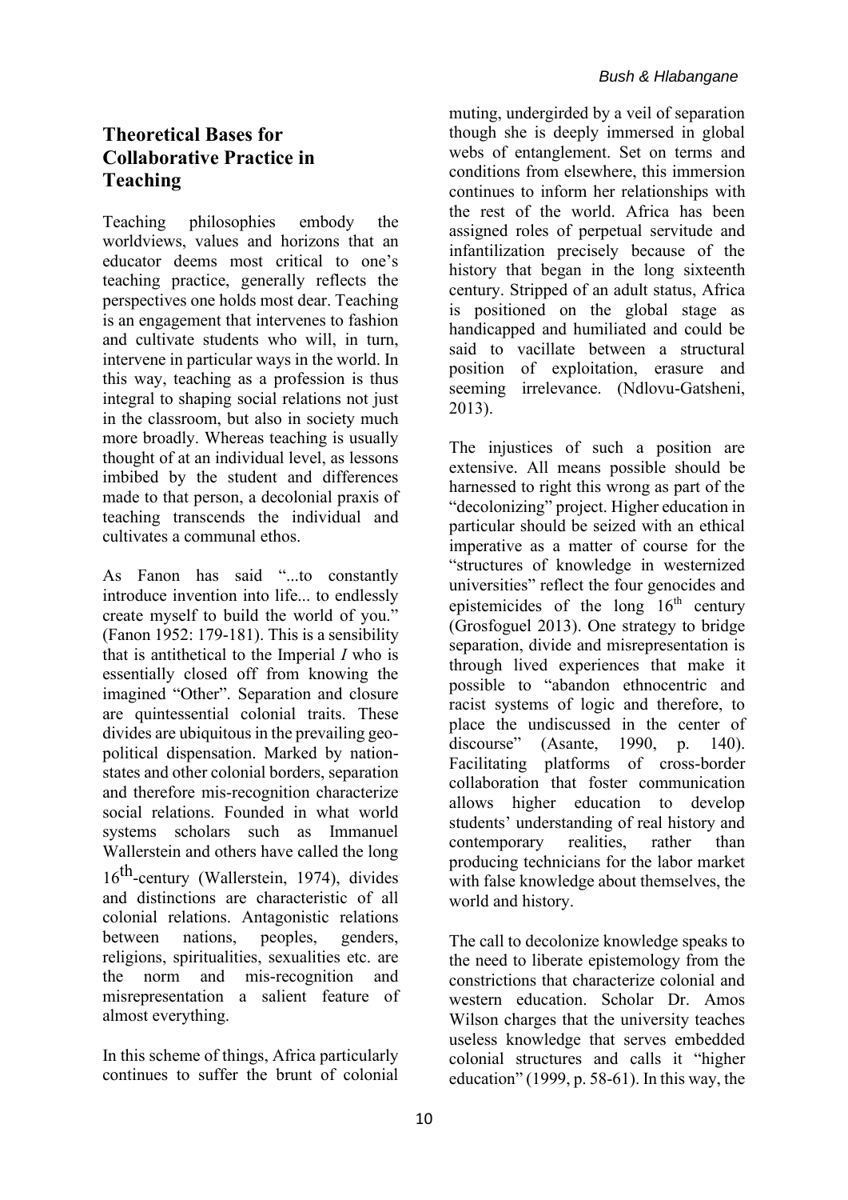## Theoretical Bases for Collaborative Practice in Teaching

Teaching philosophies embody the worldviews, values and horizons that an educator deems most critical to one's teaching practice, generally reflects the perspectives one holds most dear. Teaching is an engagement that intervenes to fashion and cultivate students who will, in turn, intervene in particular ways in the world. In this way, teaching as a profession is thus integral to shaping social relations not just in the classroom, but also in society much more broadly. Whereas teaching is usually thought of at an individual level, as lessons imbibed by the student and differences made to that person, a decolonial praxis of teaching transcends the individual and cultivates a communal ethos.

As Fanon has said "...to constantly introduce invention into life... to endlessly create myself to build the world of you." (Fanon 1952: 179-181). This is a sensibility that is antithetical to the Imperial *I* who is essentially closed off from knowing the imagined "Other". Separation and closure are quintessential colonial traits. These divides are ubiquitous in the prevailing geo-political dispensation. Marked by nation-states and other colonial borders, separation and therefore mis-recognition characterize social relations. Founded in what world systems scholars such as Immanuel Wallerstein and others have called the long 16th-century (Wallerstein, 1974), divides and distinctions are characteristic of all colonial relations. Antagonistic relations between nations, peoples, genders, religions, spiritualities, sexualities etc. are the norm and mis-recognition and misrepresentation a salient feature of almost everything.

In this scheme of things, Africa particularly continues to suffer the brunt of colonial muting, undergirded by a veil of separation though she is deeply immersed in global webs of entanglement. Set on terms and conditions from elsewhere, this immersion continues to inform her relationships with the rest of the world. Africa has been assigned roles of perpetual servitude and infantilization precisely because of the history that began in the long sixteenth century. Stripped of an adult status, Africa is positioned on the global stage as handicapped and humiliated and could be said to vacillate between a structural position of exploitation, erasure and seeming irrelevance. (Ndlovu-Gatsheni, 2013).

The injustices of such a position are extensive. All means possible should be harnessed to right this wrong as part of the "decolonizing" project. Higher education in particular should be seized with an ethical imperative as a matter of course for the "structures of knowledge in westernized universities" reflect the four genocides and epistemicides of the long 16th century (Grosfoguel 2013). One strategy to bridge separation, divide and misrepresentation is through lived experiences that make it possible to "abandon ethnocentric and racist systems of logic and therefore, to place the undiscussed in the center of discourse" (Asante, 1990, p. 140). Facilitating platforms of cross-border collaboration that foster communication allows higher education to develop students' understanding of real history and contemporary realities, rather than producing technicians for the labor market with false knowledge about themselves, the world and history.

The call to decolonize knowledge speaks to the need to liberate epistemology from the constrictions that characterize colonial and western education. Scholar Dr. Amos Wilson charges that the university teaches useless knowledge that serves embedded colonial structures and calls it "higher education" (1999, p. 58-61). In this way, the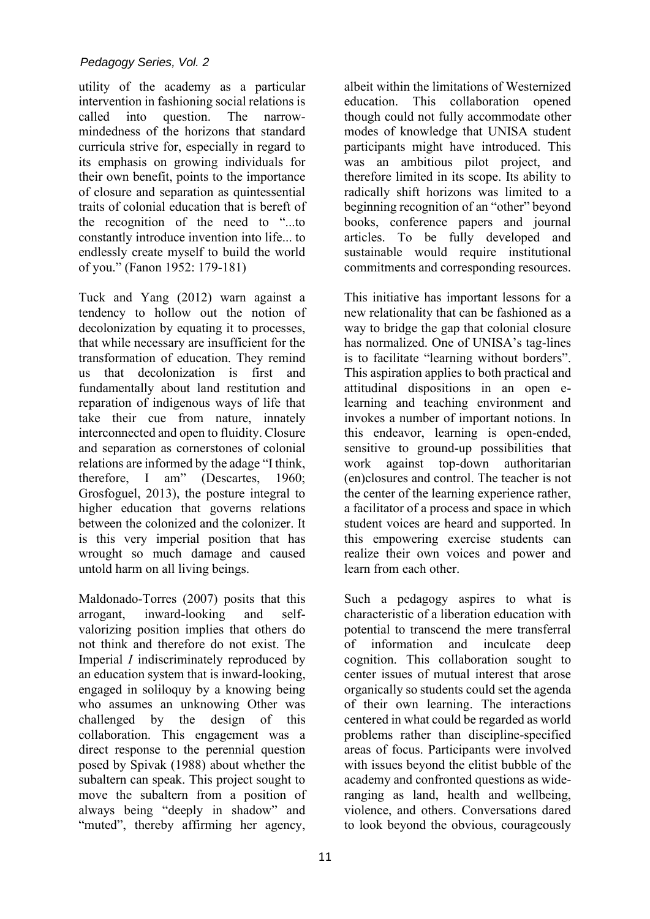utility of the academy as a particular intervention in fashioning social relations is called into question. The narrow-mindedness of the horizons that standard curricula strive for, especially in regard to its emphasis on growing individuals for their own benefit, points to the importance of closure and separation as quintessential traits of colonial education that is bereft of the recognition of the need to "...to constantly introduce invention into life... to endlessly create myself to build the world of you." (Fanon 1952: 179-181)

Tuck and Yang (2012) warn against a tendency to hollow out the notion of decolonization by equating it to processes, that while necessary are insufficient for the transformation of education. They remind us that decolonization is first and fundamentally about land restitution and reparation of indigenous ways of life that take their cue from nature, innately interconnected and open to fluidity. Closure and separation as cornerstones of colonial relations are informed by the adage "I think, therefore, I am" (Descartes, 1960; Grosfoguel, 2013), the posture integral to higher education that governs relations between the colonized and the colonizer. It is this very imperial position that has wrought so much damage and caused untold harm on all living beings.

Maldonado-Torres (2007) posits that this arrogant, inward-looking and self-valorizing position implies that others do not think and therefore do not exist. The Imperial *I* indiscriminately reproduced by an education system that is inward-looking, engaged in soliloquy by a knowing being who assumes an unknowing Other was challenged by the design of this collaboration. This engagement was a direct response to the perennial question posed by Spivak (1988) about whether the subaltern can speak. This project sought to move the subaltern from a position of always being "deeply in shadow" and "muted", thereby affirming her agency, albeit within the limitations of Westernized education. This collaboration opened though could not fully accommodate other modes of knowledge that UNISA student participants might have introduced. This was an ambitious pilot project, and therefore limited in its scope. Its ability to radically shift horizons was limited to a beginning recognition of an "other" beyond books, conference papers and journal articles. To be fully developed and sustainable would require institutional commitments and corresponding resources.

This initiative has important lessons for a new relationality that can be fashioned as a way to bridge the gap that colonial closure has normalized. One of UNISA's tag-lines is to facilitate "learning without borders". This aspiration applies to both practical and attitudinal dispositions in an open e-learning and teaching environment and invokes a number of important notions. In this endeavor, learning is open-ended, sensitive to ground-up possibilities that work against top-down authoritarian (en)closures and control. The teacher is not the center of the learning experience rather, a facilitator of a process and space in which student voices are heard and supported. In this empowering exercise students can realize their own voices and power and learn from each other.

Such a pedagogy aspires to what is characteristic of a liberation education with potential to transcend the mere transferral of information and inculcate deep cognition. This collaboration sought to center issues of mutual interest that arose organically so students could set the agenda of their own learning. The interactions centered in what could be regarded as world problems rather than discipline-specified areas of focus. Participants were involved with issues beyond the elitist bubble of the academy and confronted questions as wide-ranging as land, health and wellbeing, violence, and others. Conversations dared to look beyond the obvious, courageously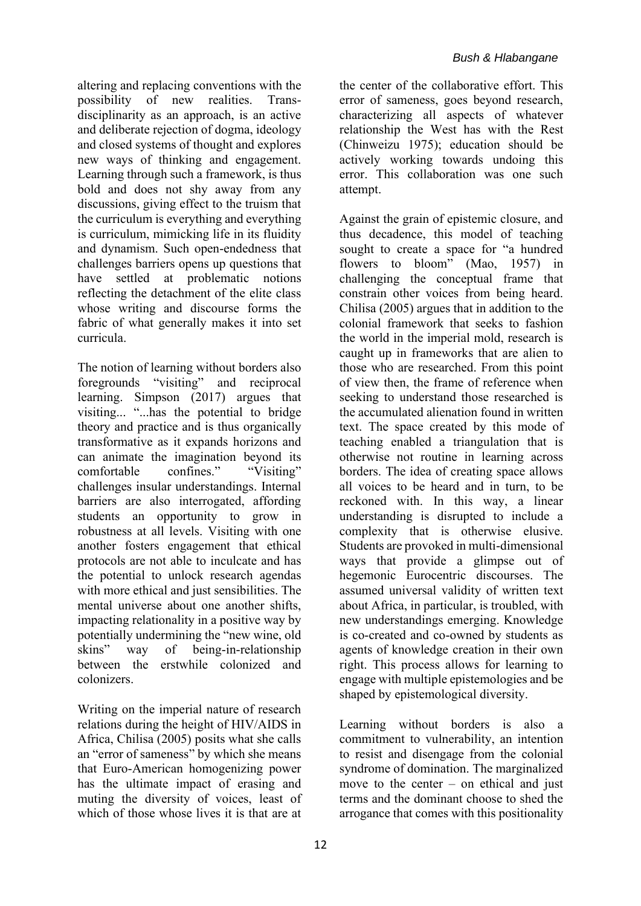altering and replacing conventions with the possibility of new realities. Trans-disciplinarity as an approach, is an active and deliberate rejection of dogma, ideology and closed systems of thought and explores new ways of thinking and engagement. Learning through such a framework, is thus bold and does not shy away from any discussions, giving effect to the truism that the curriculum is everything and everything is curriculum, mimicking life in its fluidity and dynamism. Such open-endedness that challenges barriers opens up questions that have settled at problematic notions reflecting the detachment of the elite class whose writing and discourse forms the fabric of what generally makes it into set curricula.

The notion of learning without borders also foregrounds "visiting" and reciprocal learning. Simpson (2017) argues that visiting... "...has the potential to bridge theory and practice and is thus organically transformative as it expands horizons and can animate the imagination beyond its comfortable confines." "Visiting" challenges insular understandings. Internal barriers are also interrogated, affording students an opportunity to grow in robustness at all levels. Visiting with one another fosters engagement that ethical protocols are not able to inculcate and has the potential to unlock research agendas with more ethical and just sensibilities. The mental universe about one another shifts, impacting relationality in a positive way by potentially undermining the "new wine, old skins" way of being-in-relationship between the erstwhile colonized and colonizers.

Writing on the imperial nature of research relations during the height of HIV/AIDS in Africa, Chilisa (2005) posits what she calls an "error of sameness" by which she means that Euro-American homogenizing power has the ultimate impact of erasing and muting the diversity of voices, least of which of those whose lives it is that are at the center of the collaborative effort. This error of sameness, goes beyond research, characterizing all aspects of whatever relationship the West has with the Rest (Chinweizu 1975); education should be actively working towards undoing this error. This collaboration was one such attempt.

Against the grain of epistemic closure, and thus decadence, this model of teaching sought to create a space for "a hundred flowers to bloom" (Mao, 1957) in challenging the conceptual frame that constrain other voices from being heard. Chilisa (2005) argues that in addition to the colonial framework that seeks to fashion the world in the imperial mold, research is caught up in frameworks that are alien to those who are researched. From this point of view then, the frame of reference when seeking to understand those researched is the accumulated alienation found in written text. The space created by this mode of teaching enabled a triangulation that is otherwise not routine in learning across borders. The idea of creating space allows all voices to be heard and in turn, to be reckoned with. In this way, a linear understanding is disrupted to include a complexity that is otherwise elusive. Students are provoked in multi-dimensional ways that provide a glimpse out of hegemonic Eurocentric discourses. The assumed universal validity of written text about Africa, in particular, is troubled, with new understandings emerging. Knowledge is co-created and co-owned by students as agents of knowledge creation in their own right. This process allows for learning to engage with multiple epistemologies and be shaped by epistemological diversity.

Learning without borders is also a commitment to vulnerability, an intention to resist and disengage from the colonial syndrome of domination. The marginalized move to the center – on ethical and just terms and the dominant choose to shed the arrogance that comes with this positionality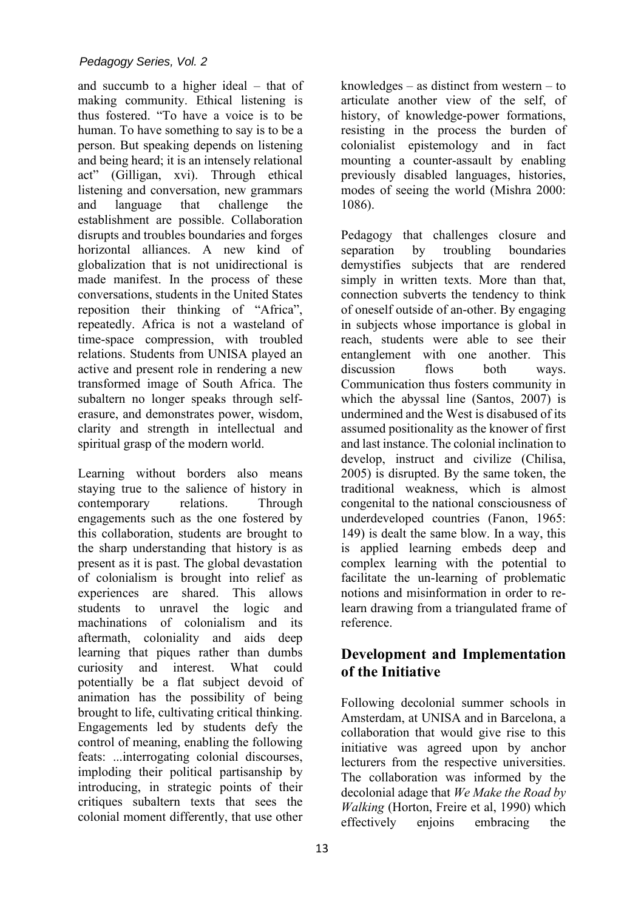and succumb to a higher ideal – that of making community. Ethical listening is thus fostered. "To have a voice is to be human. To have something to say is to be a person. But speaking depends on listening and being heard; it is an intensely relational act" (Gilligan, xvi). Through ethical listening and conversation, new grammars and language that challenge the establishment are possible. Collaboration disrupts and troubles boundaries and forges horizontal alliances. A new kind of globalization that is not unidirectional is made manifest. In the process of these conversations, students in the United States reposition their thinking of "Africa", repeatedly. Africa is not a wasteland of time-space compression, with troubled relations. Students from UNISA played an active and present role in rendering a new transformed image of South Africa. The subaltern no longer speaks through self-erasure, and demonstrates power, wisdom, clarity and strength in intellectual and spiritual grasp of the modern world.

Learning without borders also means staying true to the salience of history in contemporary relations. Through engagements such as the one fostered by this collaboration, students are brought to the sharp understanding that history is as present as it is past. The global devastation of colonialism is brought into relief as experiences are shared. This allows students to unravel the logic and machinations of colonialism and its aftermath, coloniality and aids deep learning that piques rather than dumbs curiosity and interest. What could potentially be a flat subject devoid of animation has the possibility of being brought to life, cultivating critical thinking. Engagements led by students defy the control of meaning, enabling the following feats: ...interrogating colonial discourses, imploding their political partisanship by introducing, in strategic points of their critiques subaltern texts that sees the colonial moment differently, that use other knowledges – as distinct from western – to articulate another view of the self, of history, of knowledge-power formations, resisting in the process the burden of colonialist epistemology and in fact mounting a counter-assault by enabling previously disabled languages, histories, modes of seeing the world (Mishra 2000: 1086).

Pedagogy that challenges closure and separation by troubling boundaries demystifies subjects that are rendered simply in written texts. More than that, connection subverts the tendency to think of oneself outside of an-other. By engaging in subjects whose importance is global in reach, students were able to see their entanglement with one another. This discussion flows both ways. Communication thus fosters community in which the abyssal line (Santos, 2007) is undermined and the West is disabused of its assumed positionality as the knower of first and last instance. The colonial inclination to develop, instruct and civilize (Chilisa, 2005) is disrupted. By the same token, the traditional weakness, which is almost congenital to the national consciousness of underdeveloped countries (Fanon, 1965: 149) is dealt the same blow. In a way, this is applied learning embeds deep and complex learning with the potential to facilitate the un-learning of problematic notions and misinformation in order to re-learn drawing from a triangulated frame of reference.

## Development and Implementation of the Initiative

Following decolonial summer schools in Amsterdam, at UNISA and in Barcelona, a collaboration that would give rise to this initiative was agreed upon by anchor lecturers from the respective universities. The collaboration was informed by the decolonial adage that *We Make the Road by Walking* (Horton, Freire et al, 1990) which effectively enjoins embracing the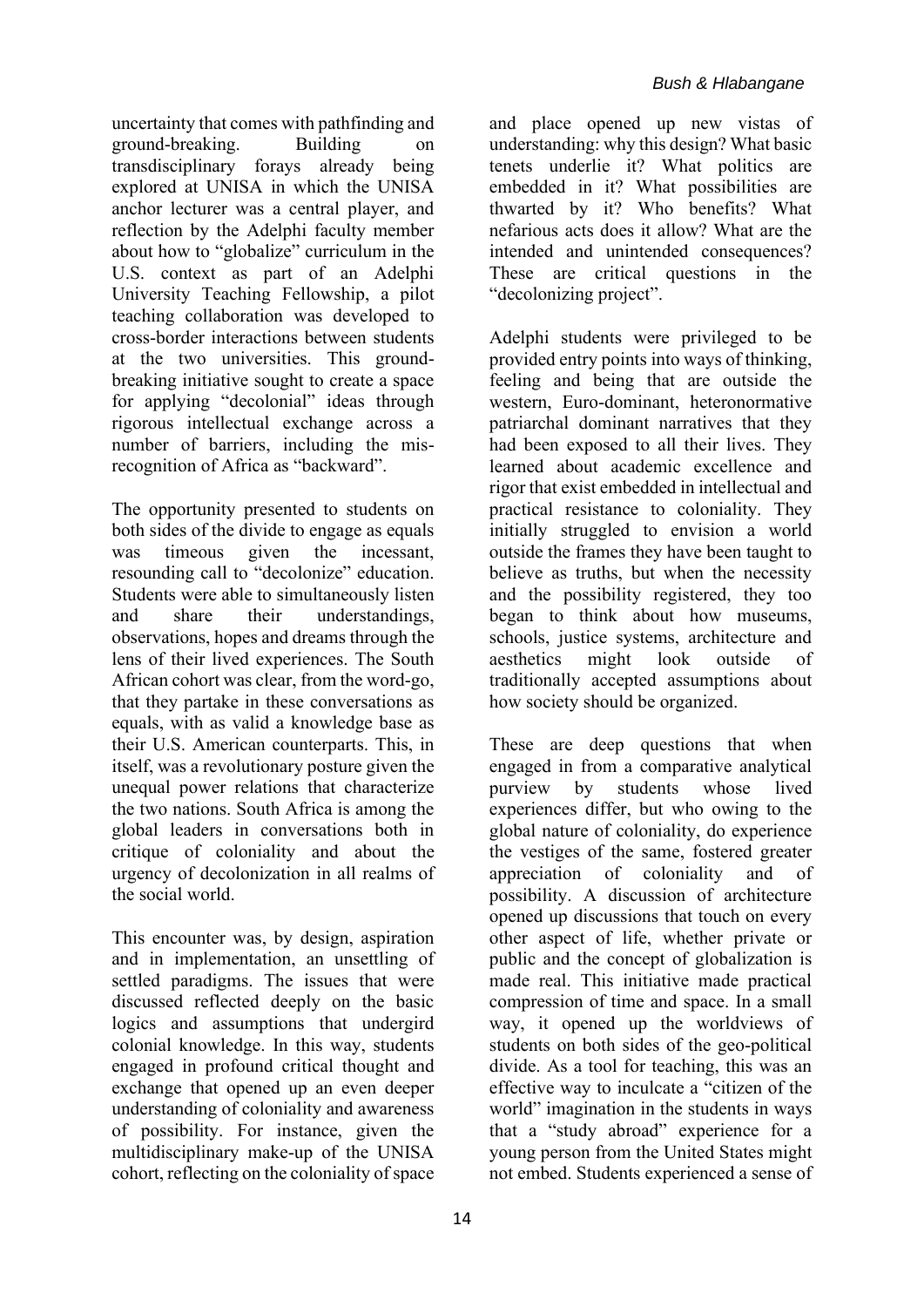uncertainty that comes with pathfinding and ground-breaking. Building on transdisciplinary forays already being explored at UNISA in which the UNISA anchor lecturer was a central player, and reflection by the Adelphi faculty member about how to "globalize" curriculum in the U.S. context as part of an Adelphi University Teaching Fellowship, a pilot teaching collaboration was developed to cross-border interactions between students at the two universities. This ground-breaking initiative sought to create a space for applying "decolonial" ideas through rigorous intellectual exchange across a number of barriers, including the mis-recognition of Africa as "backward".

The opportunity presented to students on both sides of the divide to engage as equals was timeous given the incessant, resounding call to "decolonize" education. Students were able to simultaneously listen and share their understandings, observations, hopes and dreams through the lens of their lived experiences. The South African cohort was clear, from the word-go, that they partake in these conversations as equals, with as valid a knowledge base as their U.S. American counterparts. This, in itself, was a revolutionary posture given the unequal power relations that characterize the two nations. South Africa is among the global leaders in conversations both in critique of coloniality and about the urgency of decolonization in all realms of the social world.

This encounter was, by design, aspiration and in implementation, an unsettling of settled paradigms. The issues that were discussed reflected deeply on the basic logics and assumptions that undergird colonial knowledge. In this way, students engaged in profound critical thought and exchange that opened up an even deeper understanding of coloniality and awareness of possibility. For instance, given the multidisciplinary make-up of the UNISA cohort, reflecting on the coloniality of space and place opened up new vistas of understanding: why this design? What basic tenets underlie it? What politics are embedded in it? What possibilities are thwarted by it? Who benefits? What nefarious acts does it allow? What are the intended and unintended consequences? These are critical questions in the "decolonizing project".

Adelphi students were privileged to be provided entry points into ways of thinking, feeling and being that are outside the western, Euro-dominant, heteronormative patriarchal dominant narratives that they had been exposed to all their lives. They learned about academic excellence and rigor that exist embedded in intellectual and practical resistance to coloniality. They initially struggled to envision a world outside the frames they have been taught to believe as truths, but when the necessity and the possibility registered, they too began to think about how museums, schools, justice systems, architecture and aesthetics might look outside of traditionally accepted assumptions about how society should be organized.

These are deep questions that when engaged in from a comparative analytical purview by students whose lived experiences differ, but who owing to the global nature of coloniality, do experience the vestiges of the same, fostered greater appreciation of coloniality and of possibility. A discussion of architecture opened up discussions that touch on every other aspect of life, whether private or public and the concept of globalization is made real. This initiative made practical compression of time and space. In a small way, it opened up the worldviews of students on both sides of the geo-political divide. As a tool for teaching, this was an effective way to inculcate a "citizen of the world" imagination in the students in ways that a "study abroad" experience for a young person from the United States might not embed. Students experienced a sense of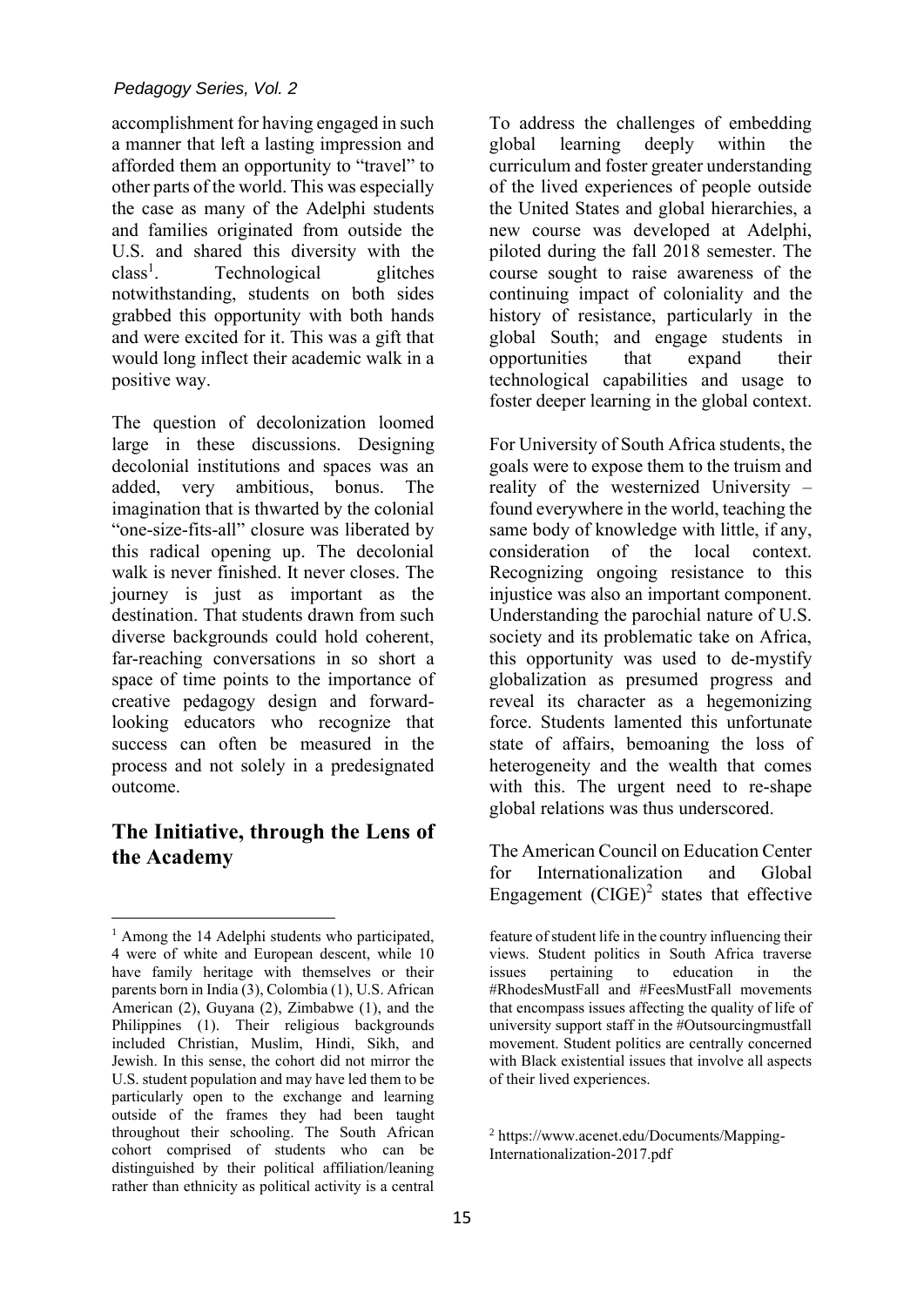accomplishment for having engaged in such a manner that left a lasting impression and afforded them an opportunity to "travel" to other parts of the world. This was especially the case as many of the Adelphi students and families originated from outside the U.S. and shared this diversity with the class[1]. Technological glitches notwithstanding, students on both sides grabbed this opportunity with both hands and were excited for it. This was a gift that would long inflect their academic walk in a positive way.

The question of decolonization loomed large in these discussions. Designing decolonial institutions and spaces was an added, very ambitious, bonus. The imagination that is thwarted by the colonial "one-size-fits-all" closure was liberated by this radical opening up. The decolonial walk is never finished. It never closes. The journey is just as important as the destination. That students drawn from such diverse backgrounds could hold coherent, far-reaching conversations in so short a space of time points to the importance of creative pedagogy design and forward-looking educators who recognize that success can often be measured in the process and not solely in a predesignated outcome.

## The Initiative, through the Lens of the Academy

To address the challenges of embedding global learning deeply within the curriculum and foster greater understanding of the lived experiences of people outside the United States and global hierarchies, a new course was developed at Adelphi, piloted during the fall 2018 semester. The course sought to raise awareness of the continuing impact of coloniality and the history of resistance, particularly in the global South; and engage students in opportunities that expand their technological capabilities and usage to foster deeper learning in the global context.

For University of South Africa students, the goals were to expose them to the truism and reality of the westernized University – found everywhere in the world, teaching the same body of knowledge with little, if any, consideration of the local context. Recognizing ongoing resistance to this injustice was also an important component. Understanding the parochial nature of U.S. society and its problematic take on Africa, this opportunity was used to de-mystify globalization as presumed progress and reveal its character as a hegemonizing force. Students lamented this unfortunate state of affairs, bemoaning the loss of heterogeneity and the wealth that comes with this. The urgent need to re-shape global relations was thus underscored.

The American Council on Education Center for Internationalization and Global Engagement (CIGE)[2] states that effective

---

[1] Among the 14 Adelphi students who participated, 4 were of white and European descent, while 10 have family heritage with themselves or their parents born in India (3), Colombia (1), U.S. African American (2), Guyana (2), Zimbabwe (1), and the Philippines (1). Their religious backgrounds included Christian, Muslim, Hindi, Sikh, and Jewish. In this sense, the cohort did not mirror the U.S. student population and may have led them to be particularly open to the exchange and learning outside of the frames they had been taught throughout their schooling. The South African cohort comprised of students who can be distinguished by their political affiliation/leaning rather than ethnicity as political activity is a central feature of student life in the country influencing their views. Student politics in South Africa traverse issues pertaining to education in the #RhodesMustFall and #FeesMustFall movements that encompass issues affecting the quality of life of university support staff in the #Outsourcingmustfall movement. Student politics are centrally concerned with Black existential issues that involve all aspects of their lived experiences.

[2] https://www.acenet.edu/Documents/Mapping-Internationalization-2017.pdf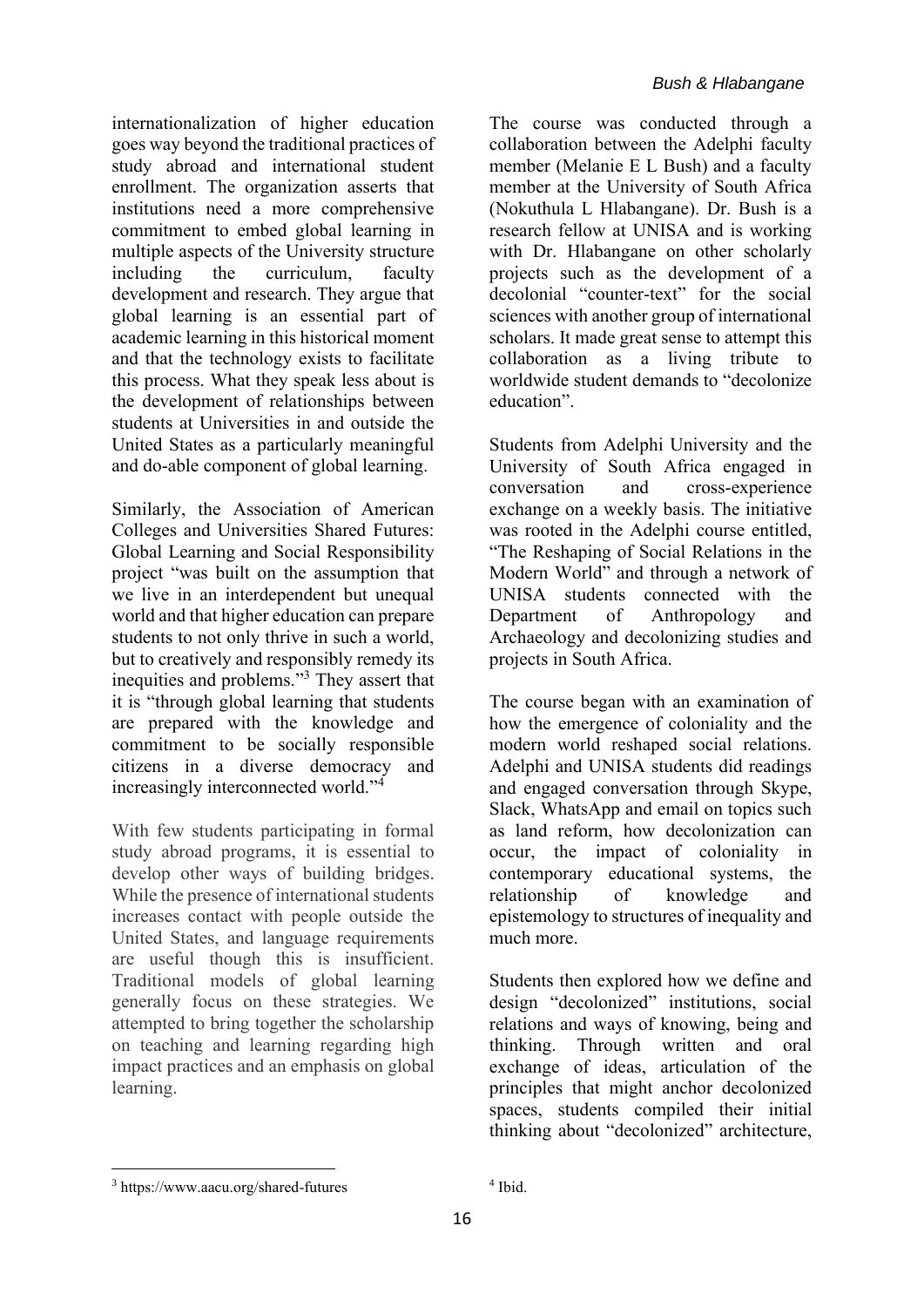internationalization of higher education goes way beyond the traditional practices of study abroad and international student enrollment. The organization asserts that institutions need a more comprehensive commitment to embed global learning in multiple aspects of the University structure including the curriculum, faculty development and research. They argue that global learning is an essential part of academic learning in this historical moment and that the technology exists to facilitate this process. What they speak less about is the development of relationships between students at Universities in and outside the United States as a particularly meaningful and do-able component of global learning.

Similarly, the Association of American Colleges and Universities Shared Futures: Global Learning and Social Responsibility project "was built on the assumption that we live in an interdependent but unequal world and that higher education can prepare students to not only thrive in such a world, but to creatively and responsibly remedy its inequities and problems."[3] They assert that it is "through global learning that students are prepared with the knowledge and commitment to be socially responsible citizens in a diverse democracy and increasingly interconnected world."[4]

With few students participating in formal study abroad programs, it is essential to develop other ways of building bridges. While the presence of international students increases contact with people outside the United States, and language requirements are useful though this is insufficient. Traditional models of global learning generally focus on these strategies. We attempted to bring together the scholarship on teaching and learning regarding high impact practices and an emphasis on global learning.

The course was conducted through a collaboration between the Adelphi faculty member (Melanie E L Bush) and a faculty member at the University of South Africa (Nokuthula L Hlabangane). Dr. Bush is a research fellow at UNISA and is working with Dr. Hlabangane on other scholarly projects such as the development of a decolonial "counter-text" for the social sciences with another group of international scholars. It made great sense to attempt this collaboration as a living tribute to worldwide student demands to "decolonize education".

Students from Adelphi University and the University of South Africa engaged in conversation and cross-experience exchange on a weekly basis. The initiative was rooted in the Adelphi course entitled, "The Reshaping of Social Relations in the Modern World" and through a network of UNISA students connected with the Department of Anthropology and Archaeology and decolonizing studies and projects in South Africa.

The course began with an examination of how the emergence of coloniality and the modern world reshaped social relations. Adelphi and UNISA students did readings and engaged conversation through Skype, Slack, WhatsApp and email on topics such as land reform, how decolonization can occur, the impact of coloniality in contemporary educational systems, the relationship of knowledge and epistemology to structures of inequality and much more.

Students then explored how we define and design "decolonized" institutions, social relations and ways of knowing, being and thinking. Through written and oral exchange of ideas, articulation of the principles that might anchor decolonized spaces, students compiled their initial thinking about "decolonized" architecture,

[3] https://www.aacu.org/shared-futures

[4] Ibid.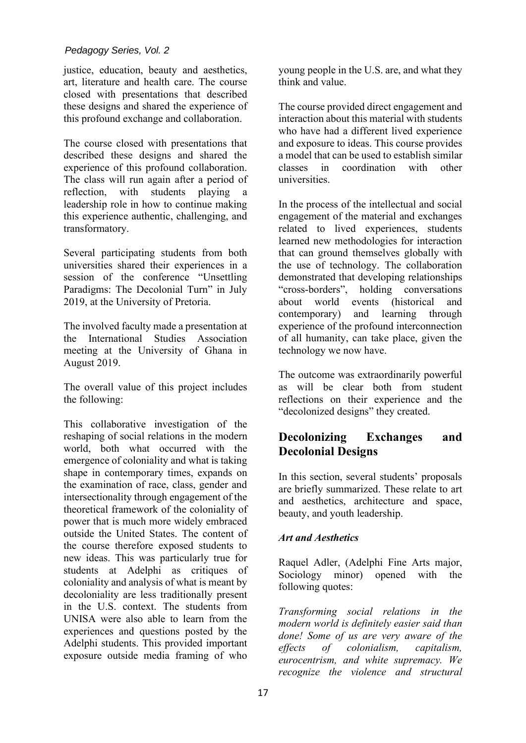justice, education, beauty and aesthetics, art, literature and health care. The course closed with presentations that described these designs and shared the experience of this profound exchange and collaboration.

The course closed with presentations that described these designs and shared the experience of this profound collaboration. The class will run again after a period of reflection, with students playing a leadership role in how to continue making this experience authentic, challenging, and transformatory.

Several participating students from both universities shared their experiences in a session of the conference "Unsettling Paradigms: The Decolonial Turn" in July 2019, at the University of Pretoria.

The involved faculty made a presentation at the International Studies Association meeting at the University of Ghana in August 2019.

The overall value of this project includes the following:

This collaborative investigation of the reshaping of social relations in the modern world, both what occurred with the emergence of coloniality and what is taking shape in contemporary times, expands on the examination of race, class, gender and intersectionality through engagement of the theoretical framework of the coloniality of power that is much more widely embraced outside the United States. The content of the course therefore exposed students to new ideas. This was particularly true for students at Adelphi as critiques of coloniality and analysis of what is meant by decoloniality are less traditionally present in the U.S. context. The students from UNISA were also able to learn from the experiences and questions posted by the Adelphi students. This provided important exposure outside media framing of who young people in the U.S. are, and what they think and value.

The course provided direct engagement and interaction about this material with students who have had a different lived experience and exposure to ideas. This course provides a model that can be used to establish similar classes in coordination with other universities.

In the process of the intellectual and social engagement of the material and exchanges related to lived experiences, students learned new methodologies for interaction that can ground themselves globally with the use of technology. The collaboration demonstrated that developing relationships "cross-borders", holding conversations about world events (historical and contemporary) and learning through experience of the profound interconnection of all humanity, can take place, given the technology we now have.

The outcome was extraordinarily powerful as will be clear both from student reflections on their experience and the "decolonized designs" they created.

## Decolonizing Exchanges and Decolonial Designs

In this section, several students' proposals are briefly summarized. These relate to art and aesthetics, architecture and space, beauty, and youth leadership.

### *Art and Aesthetics*

Raquel Adler, (Adelphi Fine Arts major, Sociology minor) opened with the following quotes:

*Transforming social relations in the modern world is definitely easier said than done! Some of us are very aware of the effects of colonialism, capitalism, eurocentrism, and white supremacy. We recognize the violence and structural*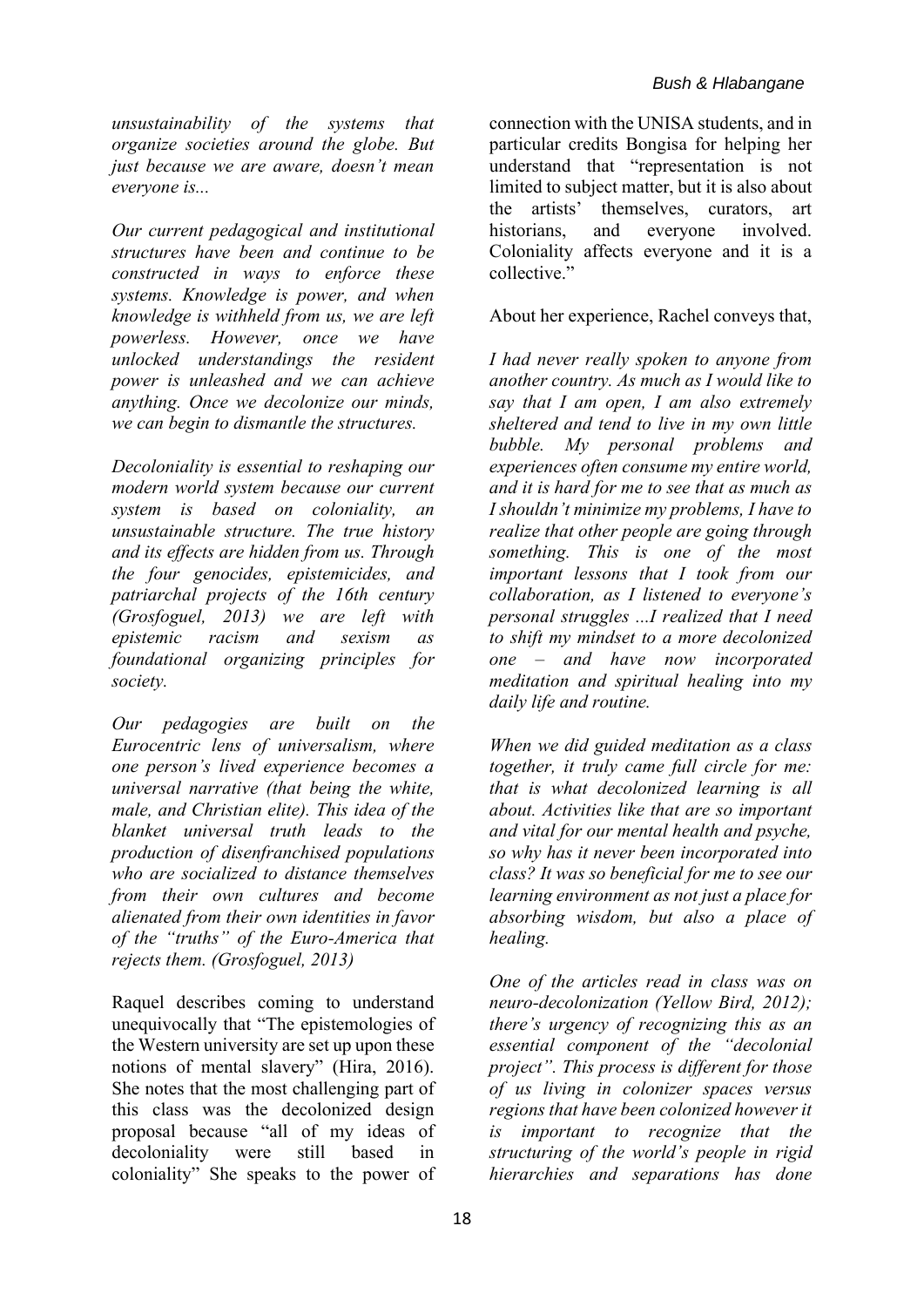*unsustainability of the systems that organize societies around the globe. But just because we are aware, doesn't mean everyone is...*

*Our current pedagogical and institutional structures have been and continue to be constructed in ways to enforce these systems. Knowledge is power, and when knowledge is withheld from us, we are left powerless. However, once we have unlocked understandings the resident power is unleashed and we can achieve anything. Once we decolonize our minds, we can begin to dismantle the structures.*

*Decoloniality is essential to reshaping our modern world system because our current system is based on coloniality, an unsustainable structure. The true history and its effects are hidden from us. Through the four genocides, epistemicides, and patriarchal projects of the 16th century (Grosfoguel, 2013) we are left with epistemic racism and sexism as foundational organizing principles for society.*

*Our pedagogies are built on the Eurocentric lens of universalism, where one person's lived experience becomes a universal narrative (that being the white, male, and Christian elite). This idea of the blanket universal truth leads to the production of disenfranchised populations who are socialized to distance themselves from their own cultures and become alienated from their own identities in favor of the "truths" of the Euro-America that rejects them. (Grosfoguel, 2013)*

Raquel describes coming to understand unequivocally that "The epistemologies of the Western university are set up upon these notions of mental slavery" (Hira, 2016). She notes that the most challenging part of this class was the decolonized design proposal because "all of my ideas of decoloniality were still based in coloniality" She speaks to the power of connection with the UNISA students, and in particular credits Bongisa for helping her understand that "representation is not limited to subject matter, but it is also about the artists' themselves, curators, art historians, and everyone involved. Coloniality affects everyone and it is a collective."

About her experience, Rachel conveys that,

*I had never really spoken to anyone from another country. As much as I would like to say that I am open, I am also extremely sheltered and tend to live in my own little bubble. My personal problems and experiences often consume my entire world, and it is hard for me to see that as much as I shouldn't minimize my problems, I have to realize that other people are going through something. This is one of the most important lessons that I took from our collaboration, as I listened to everyone's personal struggles ...I realized that I need to shift my mindset to a more decolonized one – and have now incorporated meditation and spiritual healing into my daily life and routine.*

*When we did guided meditation as a class together, it truly came full circle for me: that is what decolonized learning is all about. Activities like that are so important and vital for our mental health and psyche, so why has it never been incorporated into class? It was so beneficial for me to see our learning environment as not just a place for absorbing wisdom, but also a place of healing.*

*One of the articles read in class was on neuro-decolonization (Yellow Bird, 2012); there's urgency of recognizing this as an essential component of the "decolonial project". This process is different for those of us living in colonizer spaces versus regions that have been colonized however it is important to recognize that the structuring of the world's people in rigid hierarchies and separations has done*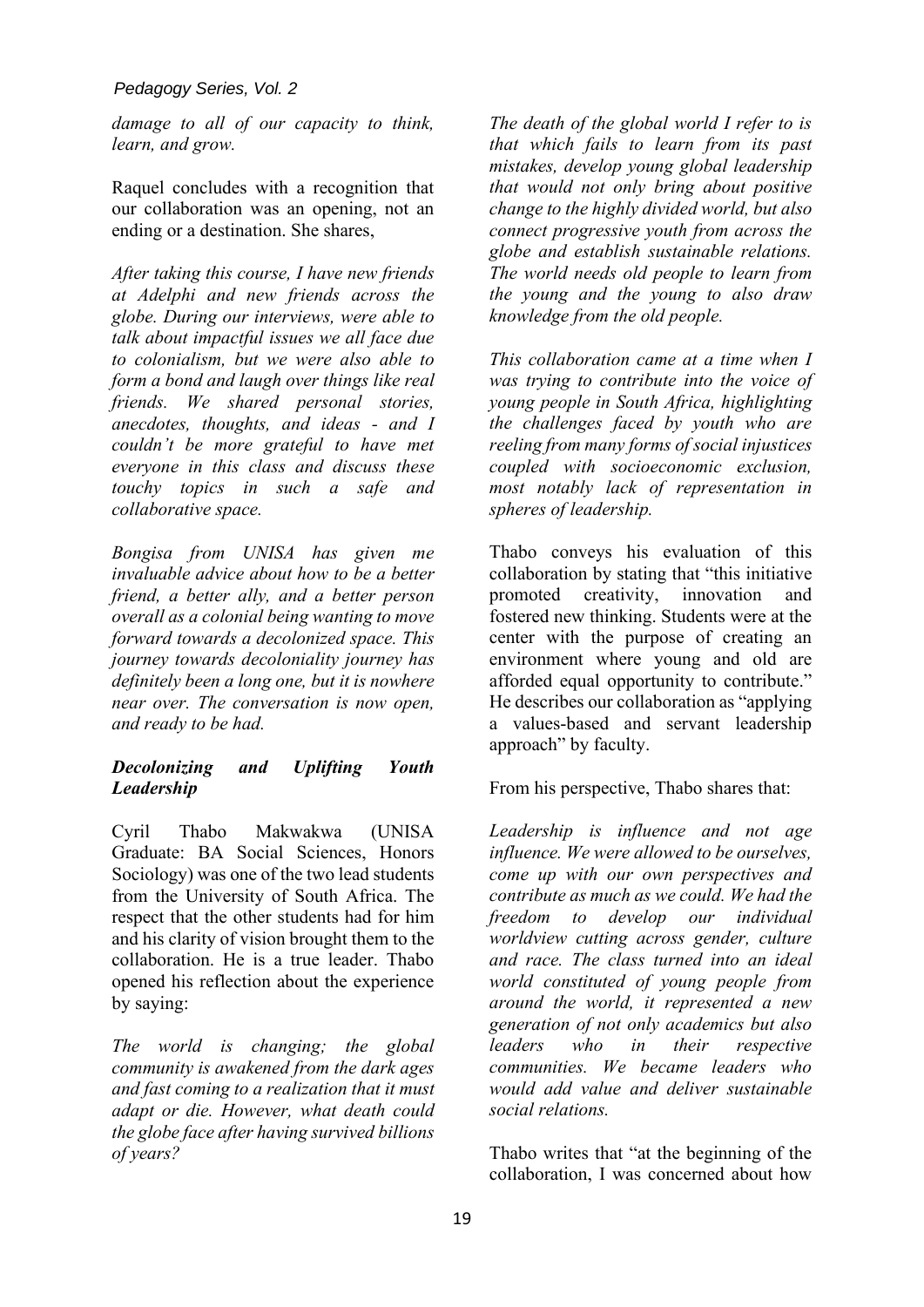*damage to all of our capacity to think, learn, and grow.*

Raquel concludes with a recognition that our collaboration was an opening, not an ending or a destination. She shares,

*After taking this course, I have new friends at Adelphi and new friends across the globe. During our interviews, were able to talk about impactful issues we all face due to colonialism, but we were also able to form a bond and laugh over things like real friends. We shared personal stories, anecdotes, thoughts, and ideas - and I couldn't be more grateful to have met everyone in this class and discuss these touchy topics in such a safe and collaborative space.*

*Bongisa from UNISA has given me invaluable advice about how to be a better friend, a better ally, and a better person overall as a colonial being wanting to move forward towards a decolonized space. This journey towards decoloniality journey has definitely been a long one, but it is nowhere near over. The conversation is now open, and ready to be had.*

### *Decolonizing and Uplifting Youth Leadership*

Cyril Thabo Makwakwa (UNISA Graduate: BA Social Sciences, Honors Sociology) was one of the two lead students from the University of South Africa. The respect that the other students had for him and his clarity of vision brought them to the collaboration. He is a true leader. Thabo opened his reflection about the experience by saying:

*The world is changing; the global community is awakened from the dark ages and fast coming to a realization that it must adapt or die. However, what death could the globe face after having survived billions of years?*

*The death of the global world I refer to is that which fails to learn from its past mistakes, develop young global leadership that would not only bring about positive change to the highly divided world, but also connect progressive youth from across the globe and establish sustainable relations. The world needs old people to learn from the young and the young to also draw knowledge from the old people.*

*This collaboration came at a time when I was trying to contribute into the voice of young people in South Africa, highlighting the challenges faced by youth who are reeling from many forms of social injustices coupled with socioeconomic exclusion, most notably lack of representation in spheres of leadership.*

Thabo conveys his evaluation of this collaboration by stating that "this initiative promoted creativity, innovation and fostered new thinking. Students were at the center with the purpose of creating an environment where young and old are afforded equal opportunity to contribute." He describes our collaboration as "applying a values-based and servant leadership approach" by faculty.

From his perspective, Thabo shares that:

*Leadership is influence and not age influence. We were allowed to be ourselves, come up with our own perspectives and contribute as much as we could. We had the freedom to develop our individual worldview cutting across gender, culture and race. The class turned into an ideal world constituted of young people from around the world, it represented a new generation of not only academics but also leaders who in their respective communities. We became leaders who would add value and deliver sustainable social relations.*

Thabo writes that "at the beginning of the collaboration, I was concerned about how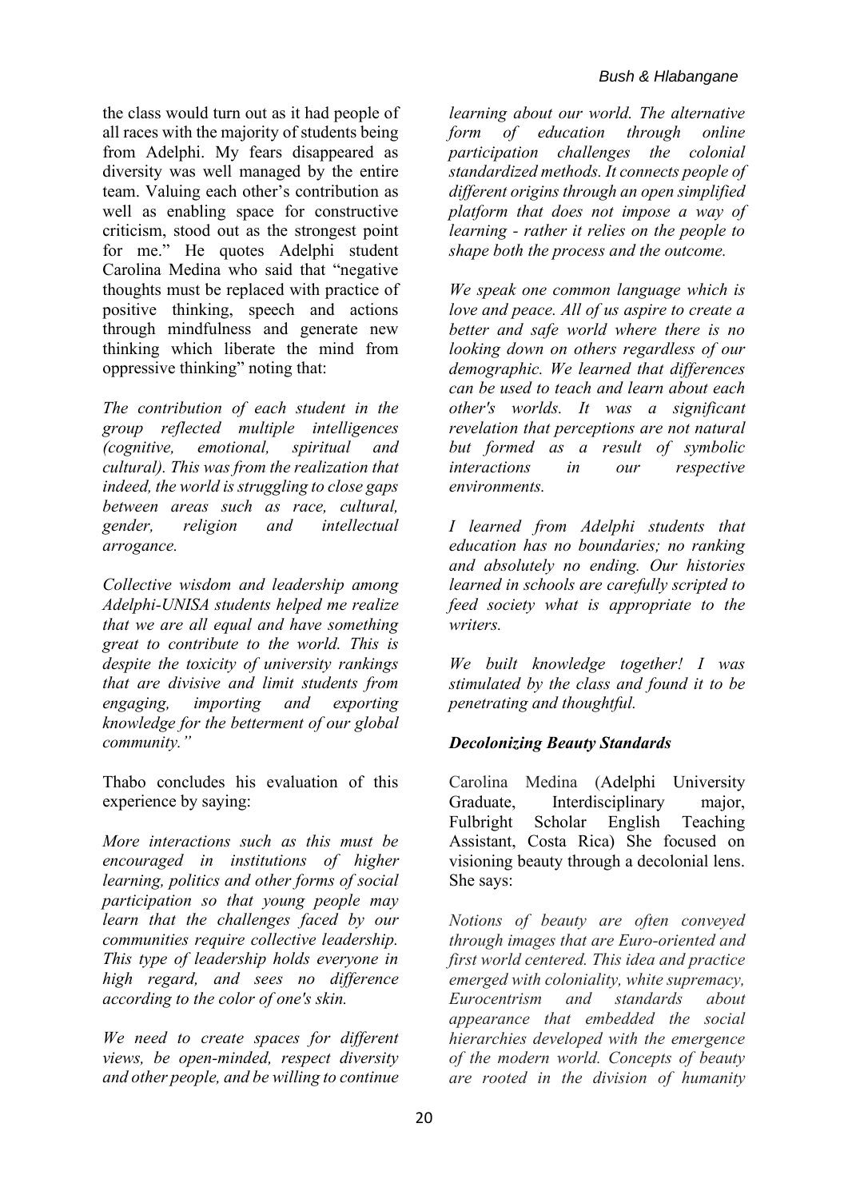the class would turn out as it had people of all races with the majority of students being from Adelphi. My fears disappeared as diversity was well managed by the entire team. Valuing each other's contribution as well as enabling space for constructive criticism, stood out as the strongest point for me." He quotes Adelphi student Carolina Medina who said that "negative thoughts must be replaced with practice of positive thinking, speech and actions through mindfulness and generate new thinking which liberate the mind from oppressive thinking" noting that:

*The contribution of each student in the group reflected multiple intelligences (cognitive, emotional, spiritual and cultural). This was from the realization that indeed, the world is struggling to close gaps between areas such as race, cultural, gender, religion and intellectual arrogance.*

*Collective wisdom and leadership among Adelphi-UNISA students helped me realize that we are all equal and have something great to contribute to the world. This is despite the toxicity of university rankings that are divisive and limit students from engaging, importing and exporting knowledge for the betterment of our global community."*

Thabo concludes his evaluation of this experience by saying:

*More interactions such as this must be encouraged in institutions of higher learning, politics and other forms of social participation so that young people may learn that the challenges faced by our communities require collective leadership. This type of leadership holds everyone in high regard, and sees no difference according to the color of one's skin.*

*We need to create spaces for different views, be open-minded, respect diversity and other people, and be willing to continue learning about our world. The alternative form of education through online participation challenges the colonial standardized methods. It connects people of different origins through an open simplified platform that does not impose a way of learning - rather it relies on the people to shape both the process and the outcome.*

*We speak one common language which is love and peace. All of us aspire to create a better and safe world where there is no looking down on others regardless of our demographic. We learned that differences can be used to teach and learn about each other's worlds. It was a significant revelation that perceptions are not natural but formed as a result of symbolic interactions in our respective environments.*

*I learned from Adelphi students that education has no boundaries; no ranking and absolutely no ending. Our histories learned in schools are carefully scripted to feed society what is appropriate to the writers.*

*We built knowledge together! I was stimulated by the class and found it to be penetrating and thoughtful.*

### *Decolonizing Beauty Standards*

Carolina Medina (Adelphi University Graduate, Interdisciplinary major, Fulbright Scholar English Teaching Assistant, Costa Rica) She focused on visioning beauty through a decolonial lens. She says:

*Notions of beauty are often conveyed through images that are Euro-oriented and first world centered. This idea and practice emerged with coloniality, white supremacy, Eurocentrism and standards about appearance that embedded the social hierarchies developed with the emergence of the modern world. Concepts of beauty are rooted in the division of humanity*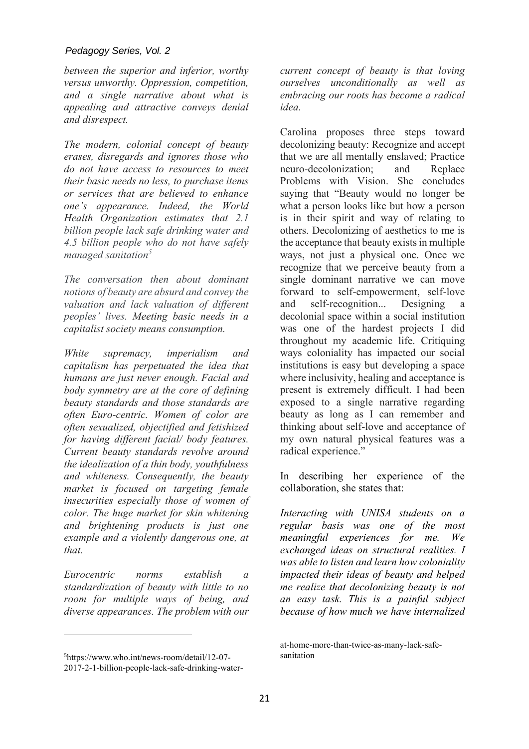*between the superior and inferior, worthy versus unworthy. Oppression, competition, and a single narrative about what is appealing and attractive conveys denial and disrespect.*

*The modern, colonial concept of beauty erases, disregards and ignores those who do not have access to resources to meet their basic needs no less, to purchase items or services that are believed to enhance one's appearance. Indeed, the World Health Organization estimates that 2.1 billion people lack safe drinking water and 4.5 billion people who do not have safely managed sanitation*[5]

*The conversation then about dominant notions of beauty are absurd and convey the valuation and lack valuation of different peoples' lives. Meeting basic needs in a capitalist society means consumption.*

*White supremacy, imperialism and capitalism has perpetuated the idea that humans are just never enough. Facial and body symmetry are at the core of defining beauty standards and those standards are often Euro-centric. Women of color are often sexualized, objectified and fetishized for having different facial/ body features. Current beauty standards revolve around the idealization of a thin body, youthfulness and whiteness. Consequently, the beauty market is focused on targeting female insecurities especially those of women of color. The huge market for skin whitening and brightening products is just one example and a violently dangerous one, at that.*

*Eurocentric norms establish a standardization of beauty with little to no room for multiple ways of being, and diverse appearances. The problem with our current concept of beauty is that loving ourselves unconditionally as well as embracing our roots has become a radical idea.*

Carolina proposes three steps toward decolonizing beauty: Recognize and accept that we are all mentally enslaved; Practice neuro-decolonization; and Replace Problems with Vision. She concludes saying that "Beauty would no longer be what a person looks like but how a person is in their spirit and way of relating to others. Decolonizing of aesthetics to me is the acceptance that beauty exists in multiple ways, not just a physical one. Once we recognize that we perceive beauty from a single dominant narrative we can move forward to self-empowerment, self-love and self-recognition... Designing a decolonial space within a social institution was one of the hardest projects I did throughout my academic life. Critiquing ways coloniality has impacted our social institutions is easy but developing a space where inclusivity, healing and acceptance is present is extremely difficult. I had been exposed to a single narrative regarding beauty as long as I can remember and thinking about self-love and acceptance of my own natural physical features was a radical experience."

In describing her experience of the collaboration, she states that:

*Interacting with UNISA students on a regular basis was one of the most meaningful experiences for me. We exchanged ideas on structural realities. I was able to listen and learn how coloniality impacted their ideas of beauty and helped me realize that decolonizing beauty is not an easy task. This is a painful subject because of how much we have internalized*

---

[5] https://www.who.int/news-room/detail/12-07-2017-2-1-billion-people-lack-safe-drinking-water-at-home-more-than-twice-as-many-lack-safe-sanitation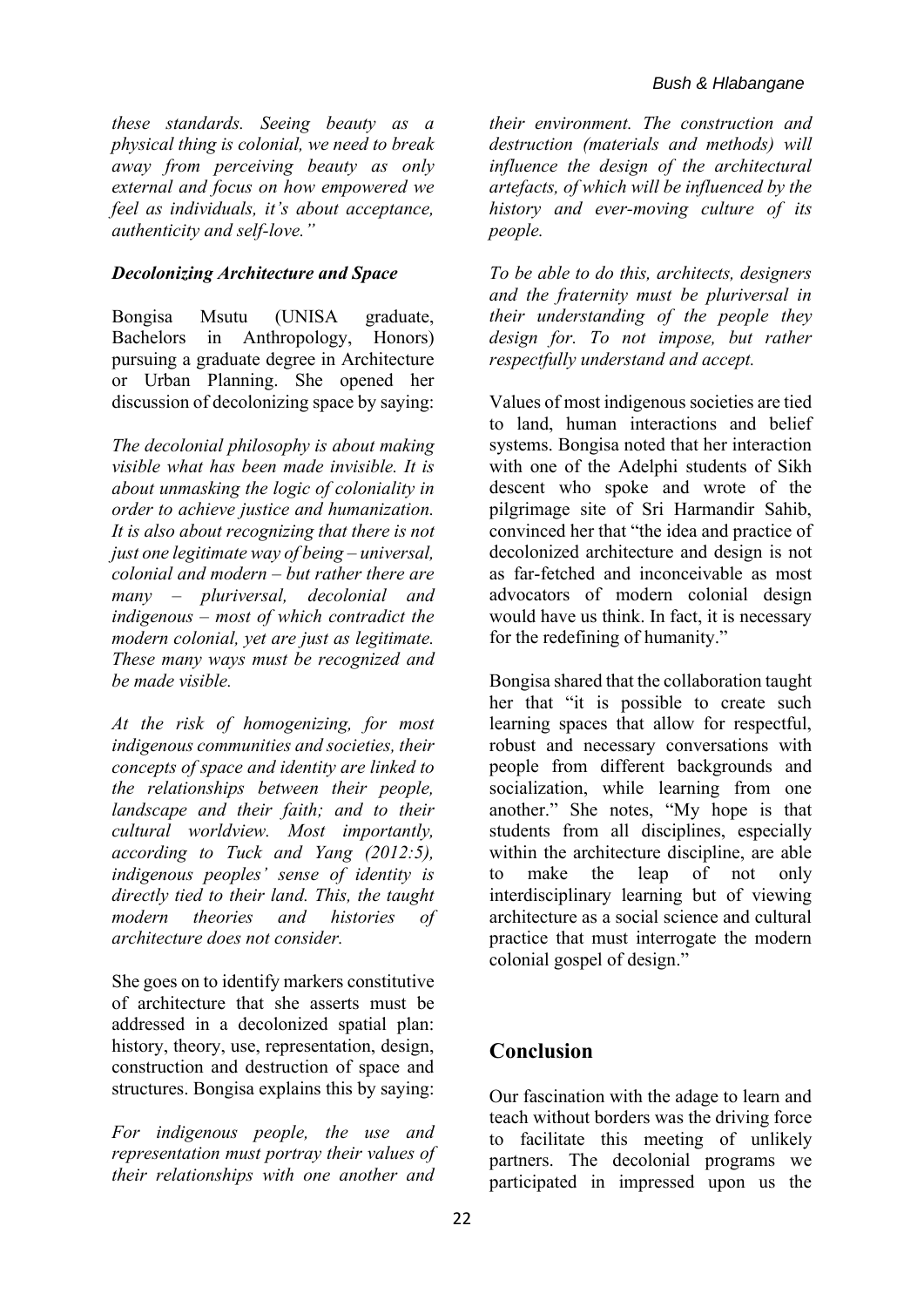*these standards. Seeing beauty as a physical thing is colonial, we need to break away from perceiving beauty as only external and focus on how empowered we feel as individuals, it's about acceptance, authenticity and self-love."*

### *Decolonizing Architecture and Space*

Bongisa Msutu (UNISA graduate, Bachelors in Anthropology, Honors) pursuing a graduate degree in Architecture or Urban Planning. She opened her discussion of decolonizing space by saying:

*The decolonial philosophy is about making visible what has been made invisible. It is about unmasking the logic of coloniality in order to achieve justice and humanization. It is also about recognizing that there is not just one legitimate way of being – universal, colonial and modern – but rather there are many – pluriversal, decolonial and indigenous – most of which contradict the modern colonial, yet are just as legitimate. These many ways must be recognized and be made visible.*

*At the risk of homogenizing, for most indigenous communities and societies, their concepts of space and identity are linked to the relationships between their people, landscape and their faith; and to their cultural worldview. Most importantly, according to Tuck and Yang (2012:5), indigenous peoples' sense of identity is directly tied to their land. This, the taught modern theories and histories of architecture does not consider.*

She goes on to identify markers constitutive of architecture that she asserts must be addressed in a decolonized spatial plan: history, theory, use, representation, design, construction and destruction of space and structures. Bongisa explains this by saying:

*For indigenous people, the use and representation must portray their values of their relationships with one another and their environment. The construction and destruction (materials and methods) will influence the design of the architectural artefacts, of which will be influenced by the history and ever-moving culture of its people.*

*To be able to do this, architects, designers and the fraternity must be pluriversal in their understanding of the people they design for. To not impose, but rather respectfully understand and accept.*

Values of most indigenous societies are tied to land, human interactions and belief systems. Bongisa noted that her interaction with one of the Adelphi students of Sikh descent who spoke and wrote of the pilgrimage site of Sri Harmandir Sahib, convinced her that "the idea and practice of decolonized architecture and design is not as far-fetched and inconceivable as most advocators of modern colonial design would have us think. In fact, it is necessary for the redefining of humanity."

Bongisa shared that the collaboration taught her that "it is possible to create such learning spaces that allow for respectful, robust and necessary conversations with people from different backgrounds and socialization, while learning from one another." She notes, "My hope is that students from all disciplines, especially within the architecture discipline, are able to make the leap of not only interdisciplinary learning but of viewing architecture as a social science and cultural practice that must interrogate the modern colonial gospel of design."

## Conclusion

Our fascination with the adage to learn and teach without borders was the driving force to facilitate this meeting of unlikely partners. The decolonial programs we participated in impressed upon us the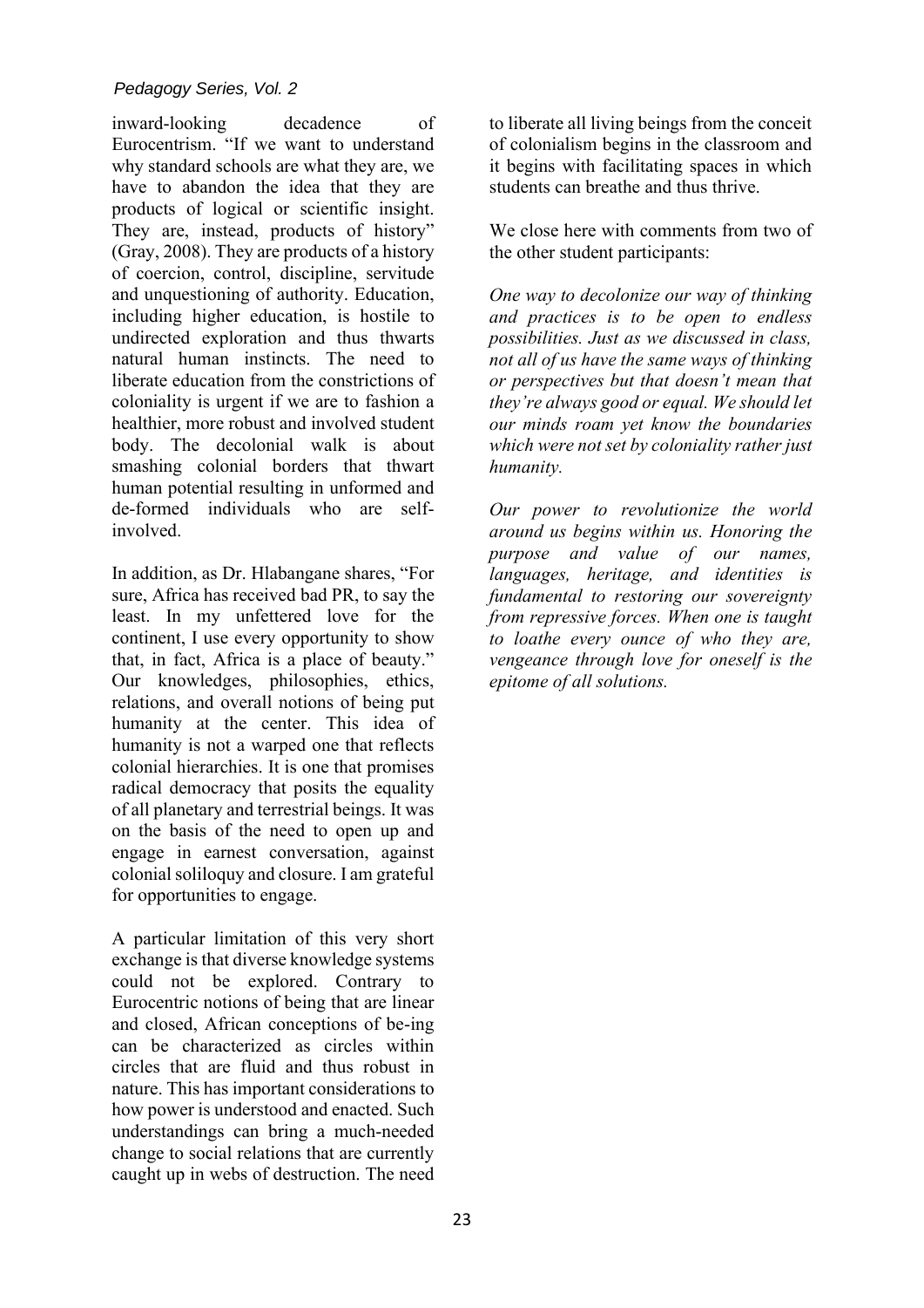inward-looking decadence of Eurocentrism. "If we want to understand why standard schools are what they are, we have to abandon the idea that they are products of logical or scientific insight. They are, instead, products of history" (Gray, 2008). They are products of a history of coercion, control, discipline, servitude and unquestioning of authority. Education, including higher education, is hostile to undirected exploration and thus thwarts natural human instincts. The need to liberate education from the constrictions of coloniality is urgent if we are to fashion a healthier, more robust and involved student body. The decolonial walk is about smashing colonial borders that thwart human potential resulting in unformed and de-formed individuals who are self-involved.

In addition, as Dr. Hlabangane shares, "For sure, Africa has received bad PR, to say the least. In my unfettered love for the continent, I use every opportunity to show that, in fact, Africa is a place of beauty." Our knowledges, philosophies, ethics, relations, and overall notions of being put humanity at the center. This idea of humanity is not a warped one that reflects colonial hierarchies. It is one that promises radical democracy that posits the equality of all planetary and terrestrial beings. It was on the basis of the need to open up and engage in earnest conversation, against colonial soliloquy and closure. I am grateful for opportunities to engage.

A particular limitation of this very short exchange is that diverse knowledge systems could not be explored. Contrary to Eurocentric notions of being that are linear and closed, African conceptions of be-ing can be characterized as circles within circles that are fluid and thus robust in nature. This has important considerations to how power is understood and enacted. Such understandings can bring a much-needed change to social relations that are currently caught up in webs of destruction. The need to liberate all living beings from the conceit of colonialism begins in the classroom and it begins with facilitating spaces in which students can breathe and thus thrive.

We close here with comments from two of the other student participants:

*One way to decolonize our way of thinking and practices is to be open to endless possibilities. Just as we discussed in class, not all of us have the same ways of thinking or perspectives but that doesn't mean that they're always good or equal. We should let our minds roam yet know the boundaries which were not set by coloniality rather just humanity.*

*Our power to revolutionize the world around us begins within us. Honoring the purpose and value of our names, languages, heritage, and identities is fundamental to restoring our sovereignty from repressive forces. When one is taught to loathe every ounce of who they are, vengeance through love for oneself is the epitome of all solutions.*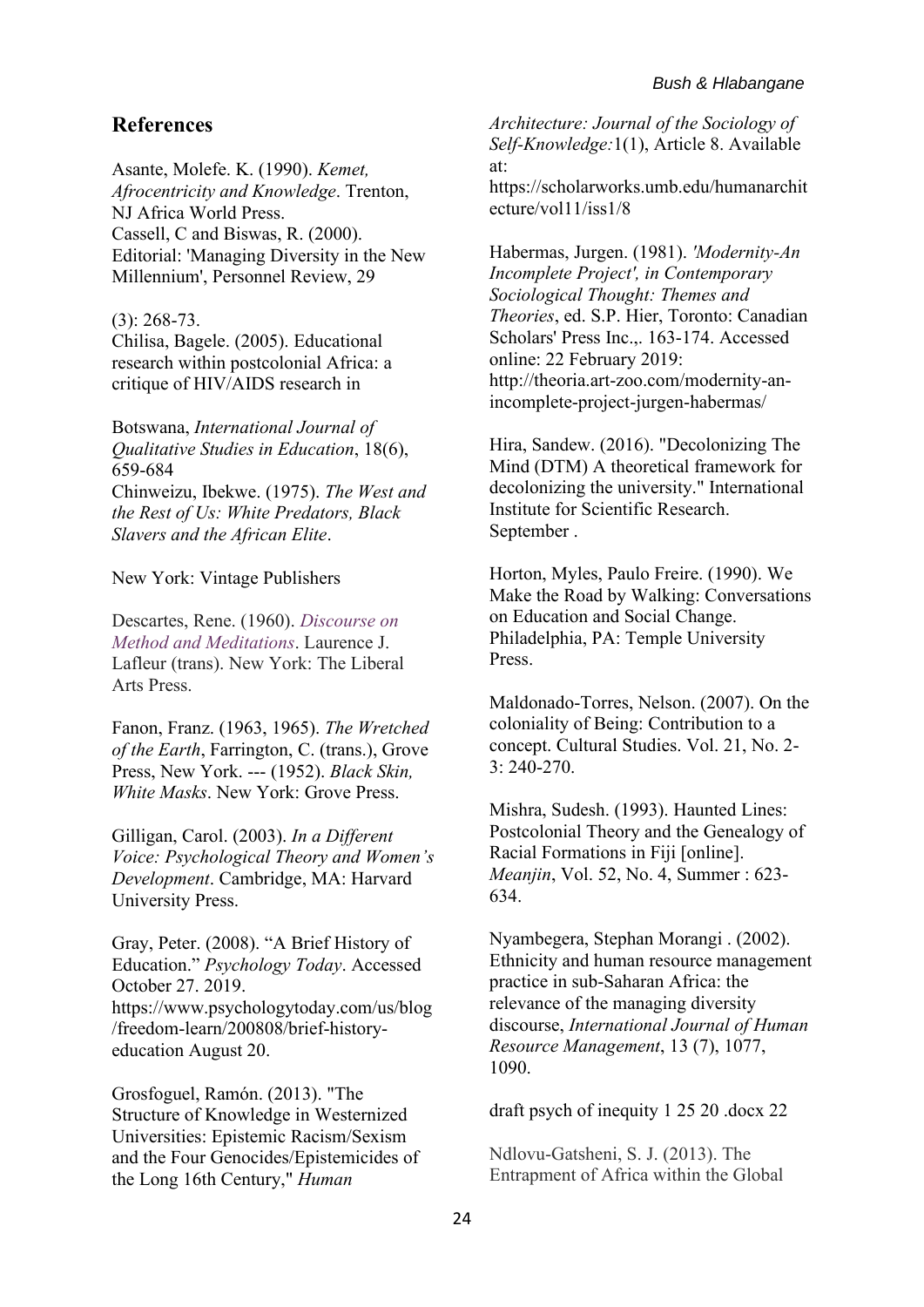## References

Asante, Molefe. K. (1990). *Kemet, Afrocentricity and Knowledge*. Trenton, NJ Africa World Press.
Cassell, C and Biswas, R. (2000). Editorial: 'Managing Diversity in the New Millennium', Personnel Review, 29

(3): 268-73.
Chilisa, Bagele. (2005). Educational research within postcolonial Africa: a critique of HIV/AIDS research in

Botswana, *International Journal of Qualitative Studies in Education*, 18(6), 659-684
Chinweizu, Ibekwe. (1975). *The West and the Rest of Us: White Predators, Black Slavers and the African Elite*.

New York: Vintage Publishers

Descartes, Rene. (1960). *Discourse on Method and Meditations*. Laurence J. Lafleur (trans). New York: The Liberal Arts Press.

Fanon, Franz. (1963, 1965). *The Wretched of the Earth*, Farrington, C. (trans.), Grove Press, New York. --- (1952). *Black Skin, White Masks*. New York: Grove Press.

Gilligan, Carol. (2003). *In a Different Voice: Psychological Theory and Women's Development*. Cambridge, MA: Harvard University Press.

Gray, Peter. (2008). "A Brief History of Education." *Psychology Today*. Accessed October 27. 2019. https://www.psychologytoday.com/us/blog/freedom-learn/200808/brief-history-education August 20.

Grosfoguel, Ramón. (2013). "The Structure of Knowledge in Westernized Universities: Epistemic Racism/Sexism and the Four Genocides/Epistemicides of the Long 16th Century," *Human Architecture: Journal of the Sociology of Self-Knowledge:*1(1), Article 8. Available at: https://scholarworks.umb.edu/humanarchitecture/vol11/iss1/8

Habermas, Jurgen. (1981). *'Modernity-An Incomplete Project', in Contemporary Sociological Thought: Themes and Theories*, ed. S.P. Hier, Toronto: Canadian Scholars' Press Inc.,. 163-174. Accessed online: 22 February 2019: http://theoria.art-zoo.com/modernity-an-incomplete-project-jurgen-habermas/

Hira, Sandew. (2016). "Decolonizing The Mind (DTM) A theoretical framework for decolonizing the university." International Institute for Scientific Research. September .

Horton, Myles, Paulo Freire. (1990). We Make the Road by Walking: Conversations on Education and Social Change. Philadelphia, PA: Temple University Press.

Maldonado-Torres, Nelson. (2007). On the coloniality of Being: Contribution to a concept. Cultural Studies. Vol. 21, No. 2-3: 240-270.

Mishra, Sudesh. (1993). Haunted Lines: Postcolonial Theory and the Genealogy of Racial Formations in Fiji [online]. *Meanjin*, Vol. 52, No. 4, Summer : 623-634.

Nyambegera, Stephan Morangi . (2002). Ethnicity and human resource management practice in sub-Saharan Africa: the relevance of the managing diversity discourse, *International Journal of Human Resource Management*, 13 (7), 1077, 1090.

draft psych of inequity 1 25 20 .docx 22

Ndlovu-Gatsheni, S. J. (2013). The Entrapment of Africa within the Global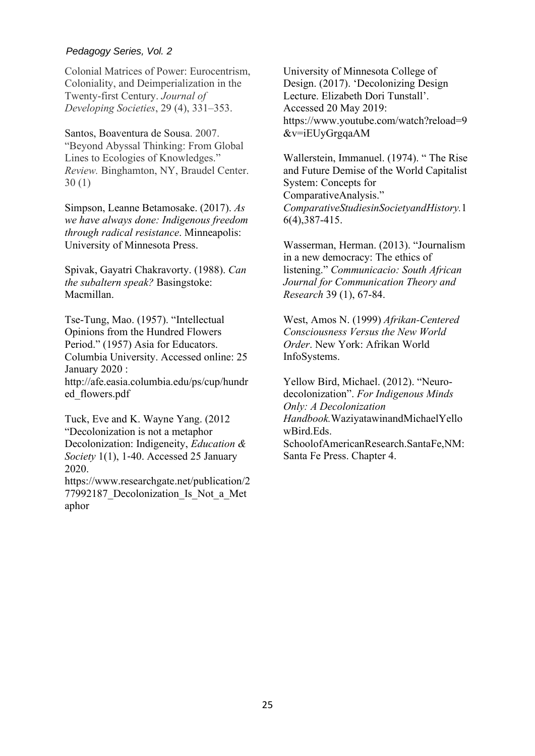Colonial Matrices of Power: Eurocentrism, Coloniality, and Deimperialization in the Twenty-first Century. *Journal of Developing Societies*, 29 (4), 331–353.

Santos, Boaventura de Sousa. 2007. "Beyond Abyssal Thinking: From Global Lines to Ecologies of Knowledges." *Review.* Binghamton, NY, Braudel Center. 30 (1)

Simpson, Leanne Betamosake. (2017). *As we have always done: Indigenous freedom through radical resistance*. Minneapolis: University of Minnesota Press.

Spivak, Gayatri Chakravorty. (1988). *Can the subaltern speak?* Basingstoke: Macmillan.

Tse-Tung, Mao. (1957). "Intellectual Opinions from the Hundred Flowers Period." (1957) Asia for Educators. Columbia University. Accessed online: 25 January 2020 : http://afe.easia.columbia.edu/ps/cup/hundred_flowers.pdf

Tuck, Eve and K. Wayne Yang. (2012 "Decolonization is not a metaphor Decolonization: Indigeneity, *Education & Society* 1(1), 1-40. Accessed 25 January 2020. https://www.researchgate.net/publication/277992187_Decolonization_Is_Not_a_Metaphor

University of Minnesota College of Design. (2017). 'Decolonizing Design Lecture. Elizabeth Dori Tunstall'. Accessed 20 May 2019: https://www.youtube.com/watch?reload=9&v=iEUyGrgqaAM

Wallerstein, Immanuel. (1974). " The Rise and Future Demise of the World Capitalist System: Concepts for ComparativeAnalysis." *ComparativeStudiesinSocietyandHistory.*16(4),387-415.

Wasserman, Herman. (2013). "Journalism in a new democracy: The ethics of listening." *Communicacio: South African Journal for Communication Theory and Research* 39 (1), 67-84.

West, Amos N. (1999) *Afrikan-Centered Consciousness Versus the New World Order*. New York: Afrikan World InfoSystems.

Yellow Bird, Michael. (2012). "Neuro-decolonization". *For Indigenous Minds Only: A Decolonization Handbook.*WaziyatawinandMichaelYellowBird.Eds. SchoolofAmericanResearch.SantaFe,NM: Santa Fe Press. Chapter 4.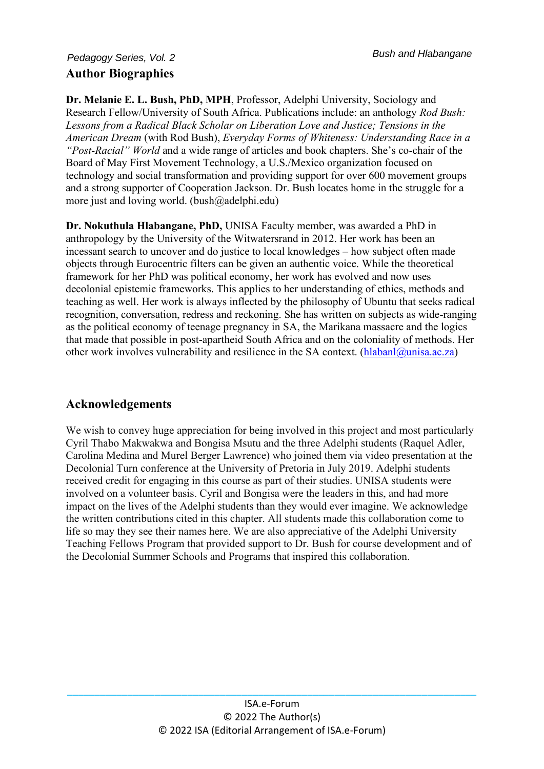## Author Biographies

**Dr. Melanie E. L. Bush, PhD, MPH**, Professor, Adelphi University, Sociology and Research Fellow/University of South Africa. Publications include: an anthology *Rod Bush: Lessons from a Radical Black Scholar on Liberation Love and Justice; Tensions in the American Dream* (with Rod Bush), *Everyday Forms of Whiteness: Understanding Race in a "Post-Racial" World* and a wide range of articles and book chapters. She's co-chair of the Board of May First Movement Technology, a U.S./Mexico organization focused on technology and social transformation and providing support for over 600 movement groups and a strong supporter of Cooperation Jackson. Dr. Bush locates home in the struggle for a more just and loving world. (bush@adelphi.edu)

**Dr. Nokuthula Hlabangane, PhD,** UNISA Faculty member, was awarded a PhD in anthropology by the University of the Witwatersrand in 2012. Her work has been an incessant search to uncover and do justice to local knowledges – how subject often made objects through Eurocentric filters can be given an authentic voice. While the theoretical framework for her PhD was political economy, her work has evolved and now uses decolonial epistemic frameworks. This applies to her understanding of ethics, methods and teaching as well. Her work is always inflected by the philosophy of Ubuntu that seeks radical recognition, conversation, redress and reckoning. She has written on subjects as wide-ranging as the political economy of teenage pregnancy in SA, the Marikana massacre and the logics that made that possible in post-apartheid South Africa and on the coloniality of methods. Her other work involves vulnerability and resilience in the SA context. (hlabanl@unisa.ac.za)

## Acknowledgements

We wish to convey huge appreciation for being involved in this project and most particularly Cyril Thabo Makwakwa and Bongisa Msutu and the three Adelphi students (Raquel Adler, Carolina Medina and Murel Berger Lawrence) who joined them via video presentation at the Decolonial Turn conference at the University of Pretoria in July 2019. Adelphi students received credit for engaging in this course as part of their studies. UNISA students were involved on a volunteer basis. Cyril and Bongisa were the leaders in this, and had more impact on the lives of the Adelphi students than they would ever imagine. We acknowledge the written contributions cited in this chapter. All students made this collaboration come to life so may they see their names here. We are also appreciative of the Adelphi University Teaching Fellows Program that provided support to Dr. Bush for course development and of the Decolonial Summer Schools and Programs that inspired this collaboration.